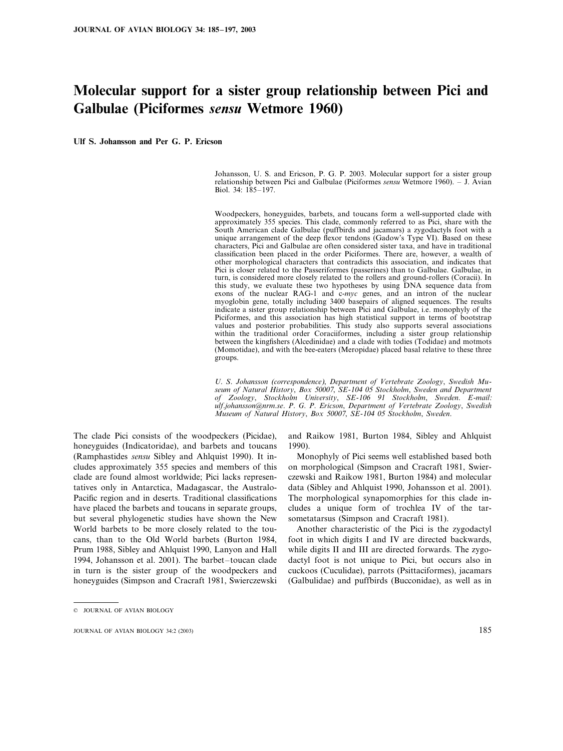# Molecular support for a sister group relationship between Pici and Galbulae (Piciformes *sensu* Wetmore 1960)

**Ulf S. Johansson and Per G. P. Ericson**

Johansson, U. S. and Ericson, P. G. P. 2003. Molecular support for a sister group relationship between Pici and Galbulae (Piciformes *sensu* Wetmore 1960). – J. Avian Biol. 34: 185–197.

Woodpeckers, honeyguides, barbets, and toucans form a well-supported clade with approximately 355 species. This clade, commonly referred to as Pici, share with the South American clade Galbulae (puffbirds and jacamars) a zygodactyls foot with a unique arrangement of the deep flexor tendons (Gadow's Type VI). Based on these characters, Pici and Galbulae are often considered sister taxa, and have in traditional classification been placed in the order Piciformes. There are, however, a wealth of other morphological characters that contradicts this association, and indicates that Pici is closer related to the Passeriformes (passerines) than to Galbulae. Galbulae, in turn, is considered more closely related to the rollers and ground-rollers (Coracii). In this study, we evaluate these two hypotheses by using DNA sequence data from exons of the nuclear RAG-1 and c-*myc* genes, and an intron of the nuclear myoglobin gene, totally including 3400 basepairs of aligned sequences. The results indicate a sister group relationship between Pici and Galbulae, i.e. monophyly of the Piciformes, and this association has high statistical support in terms of bootstrap values and posterior probabilities. This study also supports several associations within the traditional order Coraciiformes, including a sister group relationship between the kingfishers (Alcedinidae) and a clade with todies (Todidae) and motmots (Momotidae), and with the bee-eaters (Meropidae) placed basal relative to these three groups.

*U. S. Johansson (correspondence), Department of Vertebrate Zoology, Swedish Museum of Natural History, Box 50007, SE-104 05 Stockholm, Sweden and Department of Zoology, Stockholm University, SE-106 91 Stockholm, Sweden. E-mail: ulf.johansson@nrm.se. P. G. P. Ericson, Department of Vertebrate Zoology, Swedish Museum of Natural History, Box 50007, SE-104 05 Stockholm, Sweden.*

The clade Pici consists of the woodpeckers (Picidae), honeyguides (Indicatoridae), and barbets and toucans (Ramphastides *sensu* Sibley and Ahlquist 1990). It includes approximately 355 species and members of this clade are found almost worldwide; Pici lacks representatives only in Antarctica, Madagascar, the Australo-Pacific region and in deserts. Traditional classifications have placed the barbets and toucans in separate groups, but several phylogenetic studies have shown the New World barbets to be more closely related to the toucans, than to the Old World barbets (Burton 1984, Prum 1988, Sibley and Ahlquist 1990, Lanyon and Hall 1994, Johansson et al. 2001). The barbet–toucan clade in turn is the sister group of the woodpeckers and honeyguides (Simpson and Cracraft 1981, Swierczewski and Raikow 1981, Burton 1984, Sibley and Ahlquist 1990).

Monophyly of Pici seems well established based both on morphological (Simpson and Cracraft 1981, Swierczewski and Raikow 1981, Burton 1984) and molecular data (Sibley and Ahlquist 1990, Johansson et al. 2001). The morphological synapomorphies for this clade includes a unique form of trochlea IV of the tarsometatarsus (Simpson and Cracraft 1981).

Another characteristic of the Pici is the zygodactyl foot in which digits I and IV are directed backwards, while digits II and III are directed forwards. The zygodactyl foot is not unique to Pici, but occurs also in cuckoos (Cuculidae), parrots (Psittaciformes), jacamars (Galbulidae) and puffbirds (Bucconidae), as well as in

© JOURNAL OF AVIAN BIOLOGY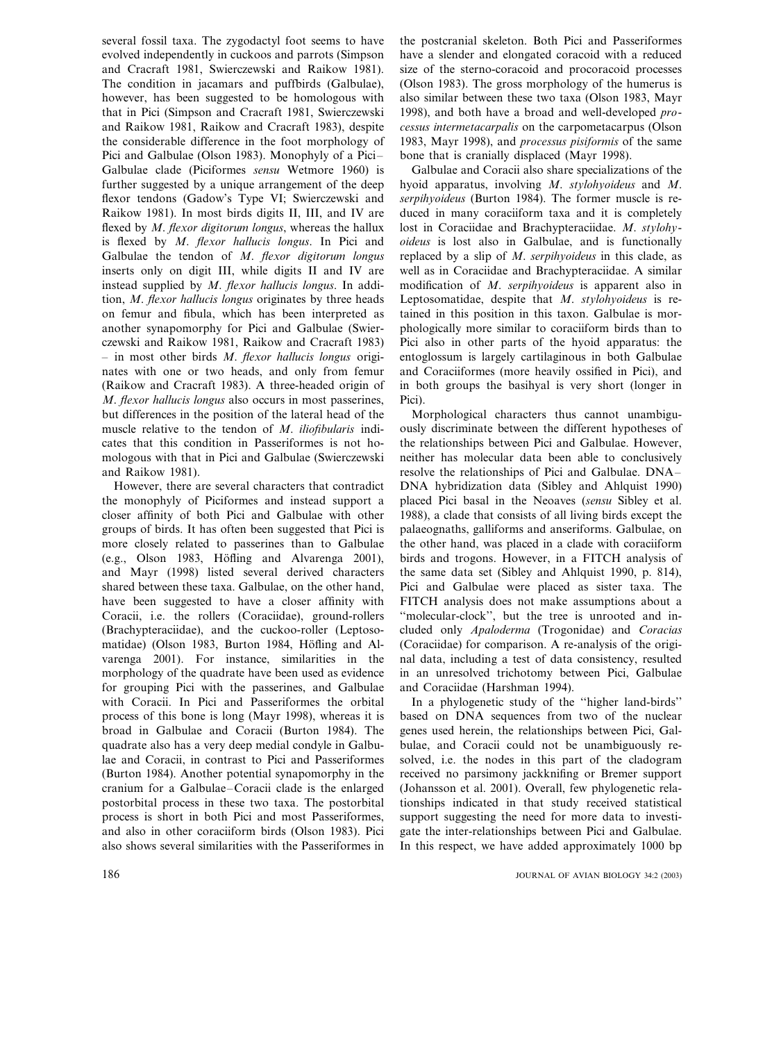several fossil taxa. The zygodactyl foot seems to have evolved independently in cuckoos and parrots (Simpson and Cracraft 1981, Swierczewski and Raikow 1981). The condition in jacamars and puffbirds (Galbulae), however, has been suggested to be homologous with that in Pici (Simpson and Cracraft 1981, Swierczewski and Raikow 1981, Raikow and Cracraft 1983), despite the considerable difference in the foot morphology of Pici and Galbulae (Olson 1983). Monophyly of a Pici–Galbulae clade (Piciformes *sensu* Wetmore 1960) is further suggested by a unique arrangement of the deep flexor tendons (Gadow's Type VI; Swierczewski and Raikow 1981). In most birds digits II, III, and IV are flexed by *M. flexor digitorum longus*, whereas the hallux is flexed by *M. flexor hallucis longus*. In Pici and Galbulae the tendon of *M. flexor digitorum longus* inserts only on digit III, while digits II and IV are instead supplied by *M. flexor hallucis longus*. In addition, *M. flexor hallucis longus* originates by three heads on femur and fibula, which has been interpreted as another synapomorphy for Pici and Galbulae (Swierczewski and Raikow 1981, Raikow and Cracraft 1983) – in most other birds *M. flexor hallucis longus* originates with one or two heads, and only from femur (Raikow and Cracraft 1983). A three-headed origin of *M. flexor hallucis longus* also occurs in most passerines, but differences in the position of the lateral head of the muscle relative to the tendon of *M. iliofibularis* indicates that this condition in Passeriformes is not homologous with that in Pici and Galbulae (Swierczewski and Raikow 1981).

However, there are several characters that contradict the monophyly of Piciformes and instead support a closer affinity of both Pici and Galbulae with other groups of birds. It has often been suggested that Pici is more closely related to passerines than to Galbulae (e.g., Olson 1983, Höfling and Alvarenga 2001), and Mayr (1998) listed several derived characters shared between these taxa. Galbulae, on the other hand, have been suggested to have a closer affinity with Coracii, i.e. the rollers (Coraciidae), ground-rollers (Brachypteraciidae), and the cuckoo-roller (Leptosomatidae) (Olson 1983, Burton 1984, Höfling and Alvarenga 2001). For instance, similarities in the morphology of the quadrate have been used as evidence for grouping Pici with the passerines, and Galbulae with Coracii. In Pici and Passeriformes the orbital process of this bone is long (Mayr 1998), whereas it is broad in Galbulae and Coracii (Burton 1984). The quadrate also has a very deep medial condyle in Galbulae and Coracii, in contrast to Pici and Passeriformes (Burton 1984). Another potential synapomorphy in the cranium for a Galbulae–Coracii clade is the enlarged postorbital process in these two taxa. The postorbital process is short in both Pici and most Passeriformes, and also in other coraciiform birds (Olson 1983). Pici also shows several similarities with the Passeriformes in the postcranial skeleton. Both Pici and Passeriformes have a slender and elongated coracoid with a reduced size of the sterno-coracoid and procoracoid processes (Olson 1983). The gross morphology of the humerus is also similar between these two taxa (Olson 1983, Mayr 1998), and both have a broad and well-developed *processus intermetacarpalis* on the carpometacarpus (Olson 1983, Mayr 1998), and *processus pisiformis* of the same bone that is cranially displaced (Mayr 1998).

Galbulae and Coracii also share specializations of the hyoid apparatus, involving *M. stylohyoideus* and *M. serpihyoideus* (Burton 1984). The former muscle is reduced in many coraciiform taxa and it is completely lost in Coraciidae and Brachypteraciidae. *M. stylohyoideus* is lost also in Galbulae, and is functionally replaced by a slip of *M. serpihyoideus* in this clade, as well as in Coraciidae and Brachypteraciidae. A similar modification of *M. serpihyoideus* is apparent also in Leptosomatidae, despite that *M. stylohyoideus* is retained in this position in this taxon. Galbulae is morphologically more similar to coraciiform birds than to Pici also in other parts of the hyoid apparatus: the entoglossum is largely cartilaginous in both Galbulae and Coraciiformes (more heavily ossified in Pici), and in both groups the basihyal is very short (longer in Pici).

Morphological characters thus cannot unambiguously discriminate between the different hypotheses of the relationships between Pici and Galbulae. However, neither has molecular data been able to conclusively resolve the relationships of Pici and Galbulae. DNA–DNA hybridization data (Sibley and Ahlquist 1990) placed Pici basal in the Neoaves (*sensu* Sibley et al. 1988), a clade that consists of all living birds except the palaeognaths, galliforms and anseriforms. Galbulae, on the other hand, was placed in a clade with coraciiform birds and trogons. However, in a FITCH analysis of the same data set (Sibley and Ahlquist 1990, p. 814), Pici and Galbulae were placed as sister taxa. The FITCH analysis does not make assumptions about a "molecular-clock", but the tree is unrooted and included only *Apaloderma* (Trogonidae) and *Coracias* (Coraciidae) for comparison. A re-analysis of the original data, including a test of data consistency, resulted in an unresolved trichotomy between Pici, Galbulae and Coraciidae (Harshman 1994).

In a phylogenetic study of the "higher land-birds" based on DNA sequences from two of the nuclear genes used herein, the relationships between Pici, Galbulae, and Coracii could not be unambiguously resolved, i.e. the nodes in this part of the cladogram received no parsimony jackknifing or Bremer support (Johansson et al. 2001). Overall, few phylogenetic relationships indicated in that study received statistical support suggesting the need for more data to investigate the inter-relationships between Pici and Galbulae. In this respect, we have added approximately 1000 bp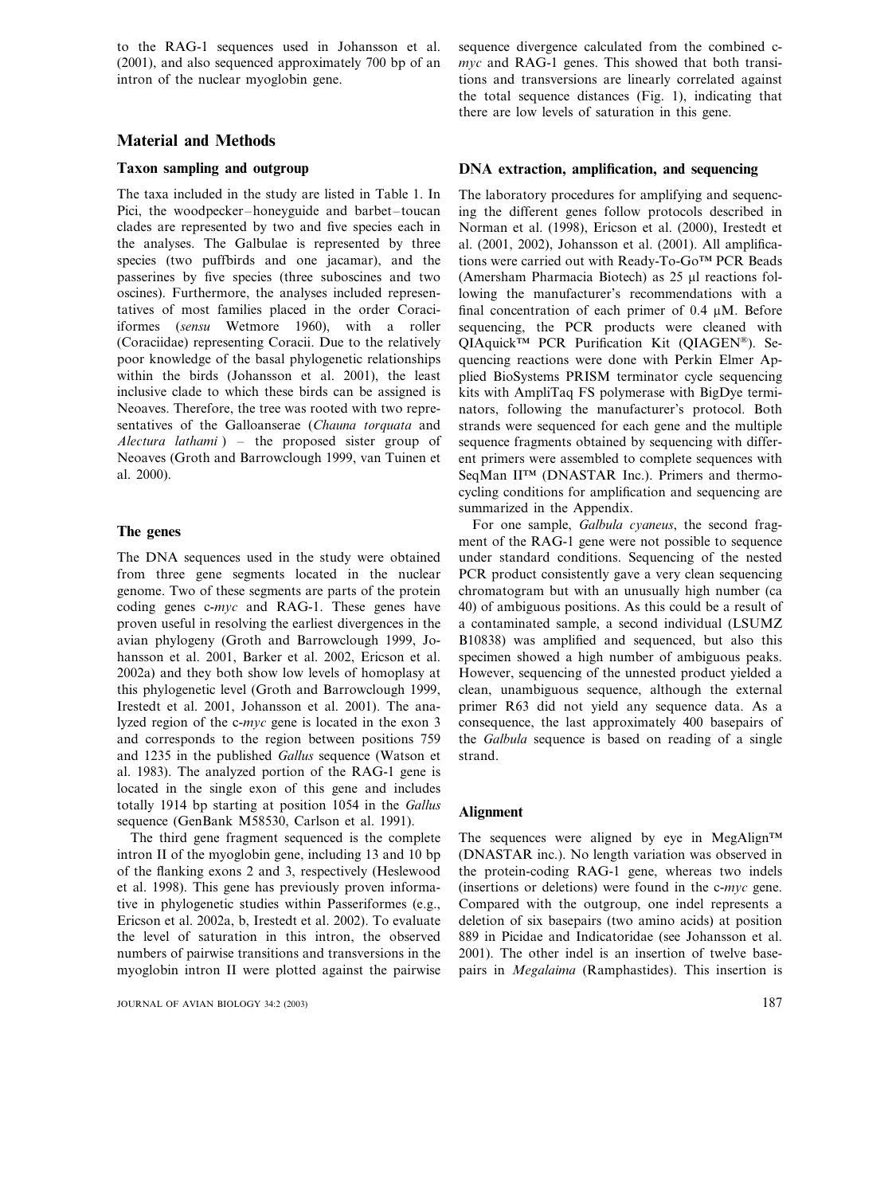to the RAG-1 sequences used in Johansson et al. (2001), and also sequenced approximately 700 bp of an intron of the nuclear myoglobin gene.

## Material and Methods

### Taxon sampling and outgroup

The taxa included in the study are listed in Table 1. In Pici, the woodpecker–honeyguide and barbet–toucan clades are represented by two and five species each in the analyses. The Galbulae is represented by three species (two puffbirds and one jacamar), and the passerines by five species (three suboscines and two oscines). Furthermore, the analyses included representatives of most families placed in the order Coraciiformes (*sensu* Wetmore 1960), with a roller (Coraciidae) representing Coracii. Due to the relatively poor knowledge of the basal phylogenetic relationships within the birds (Johansson et al. 2001), the least inclusive clade to which these birds can be assigned is Neoaves. Therefore, the tree was rooted with two representatives of the Galloanserae (*Chauna torquata* and *Alectura lathami*) – the proposed sister group of Neoaves (Groth and Barrowclough 1999, van Tuinen et al. 2000).

### The genes

The DNA sequences used in the study were obtained from three gene segments located in the nuclear genome. Two of these segments are parts of the protein coding genes c-*myc* and RAG-1. These genes have proven useful in resolving the earliest divergences in the avian phylogeny (Groth and Barrowclough 1999, Johansson et al. 2001, Barker et al. 2002, Ericson et al. 2002a) and they both show low levels of homoplasy at this phylogenetic level (Groth and Barrowclough 1999, Irestedt et al. 2001, Johansson et al. 2001). The analyzed region of the c-*myc* gene is located in the exon 3 and corresponds to the region between positions 759 and 1235 in the published *Gallus* sequence (Watson et al. 1983). The analyzed portion of the RAG-1 gene is located in the single exon of this gene and includes totally 1914 bp starting at position 1054 in the *Gallus* sequence (GenBank M58530, Carlson et al. 1991).

The third gene fragment sequenced is the complete intron II of the myoglobin gene, including 13 and 10 bp of the flanking exons 2 and 3, respectively (Heslewood et al. 1998). This gene has previously proven informative in phylogenetic studies within Passeriformes (e.g., Ericson et al. 2002a, b, Irestedt et al. 2002). To evaluate the level of saturation in this intron, the observed numbers of pairwise transitions and transversions in the myoglobin intron II were plotted against the pairwise sequence divergence calculated from the combined c-*myc* and RAG-1 genes. This showed that both transitions and transversions are linearly correlated against the total sequence distances (Fig. 1), indicating that there are low levels of saturation in this gene.

### DNA extraction, amplification, and sequencing

The laboratory procedures for amplifying and sequencing the different genes follow protocols described in Norman et al. (1998), Ericson et al. (2000), Irestedt et al. (2001, 2002), Johansson et al. (2001). All amplifications were carried out with Ready-To-Go™ PCR Beads (Amersham Pharmacia Biotech) as 25 μl reactions following the manufacturer's recommendations with a final concentration of each primer of 0.4 μM. Before sequencing, the PCR products were cleaned with QIAquick™ PCR Purification Kit (QIAGEN®). Sequencing reactions were done with Perkin Elmer Applied BioSystems PRISM terminator cycle sequencing kits with AmpliTaq FS polymerase with BigDye terminators, following the manufacturer's protocol. Both strands were sequenced for each gene and the multiple sequence fragments obtained by sequencing with different primers were assembled to complete sequences with SeqMan II™ (DNASTAR Inc.). Primers and thermocycling conditions for amplification and sequencing are summarized in the Appendix.

For one sample, *Galbula cyaneus*, the second fragment of the RAG-1 gene were not possible to sequence under standard conditions. Sequencing of the nested PCR product consistently gave a very clean sequencing chromatogram but with an unusually high number (ca 40) of ambiguous positions. As this could be a result of a contaminated sample, a second individual (LSUMZ B10838) was amplified and sequenced, but also this specimen showed a high number of ambiguous peaks. However, sequencing of the unnested product yielded a clean, unambiguous sequence, although the external primer R63 did not yield any sequence data. As a consequence, the last approximately 400 basepairs of the *Galbula* sequence is based on reading of a single strand.

### Alignment

The sequences were aligned by eye in MegAlign™ (DNASTAR inc.). No length variation was observed in the protein-coding RAG-1 gene, whereas two indels (insertions or deletions) were found in the c-*myc* gene. Compared with the outgroup, one indel represents a deletion of six basepairs (two amino acids) at position 889 in Picidae and Indicatoridae (see Johansson et al. 2001). The other indel is an insertion of twelve basepairs in *Megalaima* (Ramphastides). This insertion is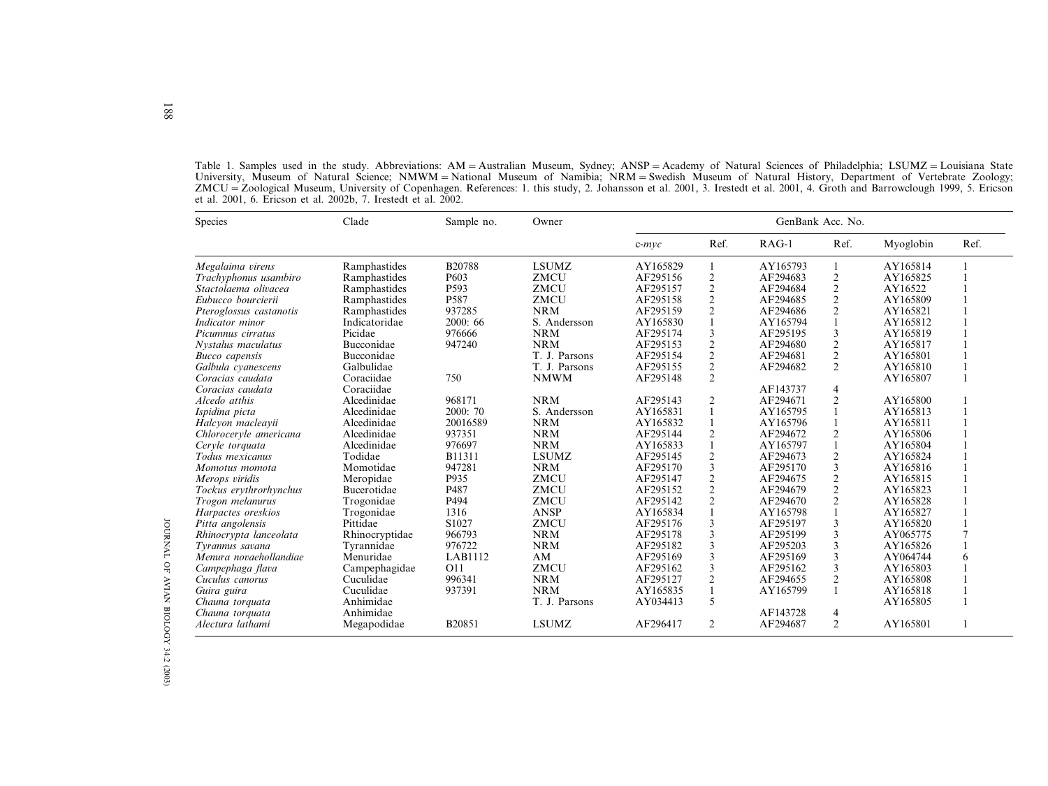Table 1. Samples used in the study. Abbreviations: AM = Australian Museum, Sydney; ANSP = Academy of Natural Sciences of Philadelphia; LSUMZ = Louisiana State University, Museum of Natural Science; NMWM = National Museum of Namibia; NRM = Swedish Museum of Natural History, Department of Vertebrate Zoology; ZMCU = Zoological Museum, University of Copenhagen. References: 1. this study, 2. Johansson et al. 2001, 3. Irestedt et al. 2001, 4. Groth and Barrowclough 1999, 5. Ericson et al. 2001, 6. Ericson et al. 2002b, 7. Irestedt et al. 2002.

| Species | Clade | Sample no. | Owner | GenBank Acc. No. | | | | | |
|---|---|---|---|---|---|---|---|---|---|
| | | | | c-*myc* | Ref. | RAG-1 | Ref. | Myoglobin | Ref. |
| *Megalaima virens* | Ramphastides | B20788 | LSUMZ | AY165829 | 1 | AY165793 | 1 | AY165814 | 1 |
| *Trachyphonus usambiro* | Ramphastides | P603 | ZMCU | AF295156 | 2 | AF294683 | 2 | AY165825 | 1 |
| *Stactolaema olivacea* | Ramphastides | P593 | ZMCU | AF295157 | 2 | AF294684 | 2 | AY16522 | 1 |
| *Eubucco bourcierii* | Ramphastides | P587 | ZMCU | AF295158 | 2 | AF294685 | 2 | AY165809 | 1 |
| *Pteroglossus castanotis* | Ramphastides | 937285 | NRM | AF295159 | 2 | AF294686 | 2 | AY165821 | 1 |
| *Indicator minor* | Indicatoridae | 2000: 66 | S. Andersson | AY165830 | 1 | AY165794 | 1 | AY165812 | 1 |
| *Picumnus cirratus* | Picidae | 976666 | NRM | AF295174 | 3 | AF295195 | 3 | AY165819 | 1 |
| *Nystalus maculatus* | Bucconidae | 947240 | NRM | AF295153 | 2 | AF294680 | 2 | AY165817 | 1 |
| *Bucco capensis* | Bucconidae | | T. J. Parsons | AF295154 | 2 | AF294681 | 2 | AY165801 | 1 |
| *Galbula cyanescens* | Galbulidae | | T. J. Parsons | AF295155 | 2 | AF294682 | 2 | AY165810 | 1 |
| *Coracias caudata* | Coraciidae | 750 | NMWM | AF295148 | 2 | | | AY165807 | 1 |
| *Coracias caudata* | Coraciidae | | | | | AF143737 | 4 | | |
| *Alcedo atthis* | Alcedinidae | 968171 | NRM | AF295143 | 2 | AF294671 | 2 | AY165800 | 1 |
| *Ispidina picta* | Alcedinidae | 2000: 70 | S. Andersson | AY165831 | 1 | AY165795 | 1 | AY165813 | 1 |
| *Halcyon macleayii* | Alcedinidae | 20016589 | NRM | AY165832 | 1 | AY165796 | 1 | AY165811 | 1 |
| *Chloroceryle americana* | Alcedinidae | 937351 | NRM | AF295144 | 2 | AF294672 | 2 | AY165806 | 1 |
| *Ceryle torquata* | Alcedinidae | 976697 | NRM | AY165833 | 1 | AY165797 | 1 | AY165804 | 1 |
| *Todus mexicanus* | Todidae | B11311 | LSUMZ | AF295145 | 2 | AF294673 | 2 | AY165824 | 1 |
| *Momotus momota* | Momotidae | 947281 | NRM | AF295170 | 3 | AF295170 | 3 | AY165816 | 1 |
| *Merops viridis* | Meropidae | P935 | ZMCU | AF295147 | 2 | AF294675 | 2 | AY165815 | 1 |
| *Tockus erythrorhynchus* | Bucerotidae | P487 | ZMCU | AF295152 | 2 | AF294679 | 2 | AY165823 | 1 |
| *Trogon melanurus* | Trogonidae | P494 | ZMCU | AF295142 | 2 | AF294670 | 2 | AY165828 | 1 |
| *Harpactes oreskios* | Trogonidae | 1316 | ANSP | AY165834 | 1 | AY165798 | 1 | AY165827 | 1 |
| *Pitta angolensis* | Pittidae | S1027 | ZMCU | AF295176 | 3 | AF295197 | 3 | AY165820 | 1 |
| *Rhinocrypta lanceolata* | Rhinocryptidae | 966793 | NRM | AF295178 | 3 | AF295199 | 3 | AY065775 | 7 |
| *Tyrannus savana* | Tyrannidae | 976722 | NRM | AF295182 | 3 | AF295203 | 3 | AY165826 | 1 |
| *Menura novaehollandiae* | Menuridae | LAB1112 | AM | AF295169 | 3 | AF295169 | 3 | AY064744 | 6 |
| *Campephaga flava* | Campephagidae | O11 | ZMCU | AF295162 | 3 | AF295162 | 3 | AY165803 | 1 |
| *Cuculus canorus* | Cuculidae | 996341 | NRM | AF295127 | 2 | AF294655 | 2 | AY165808 | 1 |
| *Guira guira* | Cuculidae | 937391 | NRM | AY165835 | 1 | AY165799 | 1 | AY165818 | 1 |
| *Chauna torquata* | Anhimidae | | T. J. Parsons | AY034413 | 5 | | | AY165805 | 1 |
| *Chauna torquata* | Anhimidae | | | | | AF143728 | 4 | | |
| *Alectura lathami* | Megapodidae | B20851 | LSUMZ | AF296417 | 2 | AF294687 | 2 | AY165801 | 1 |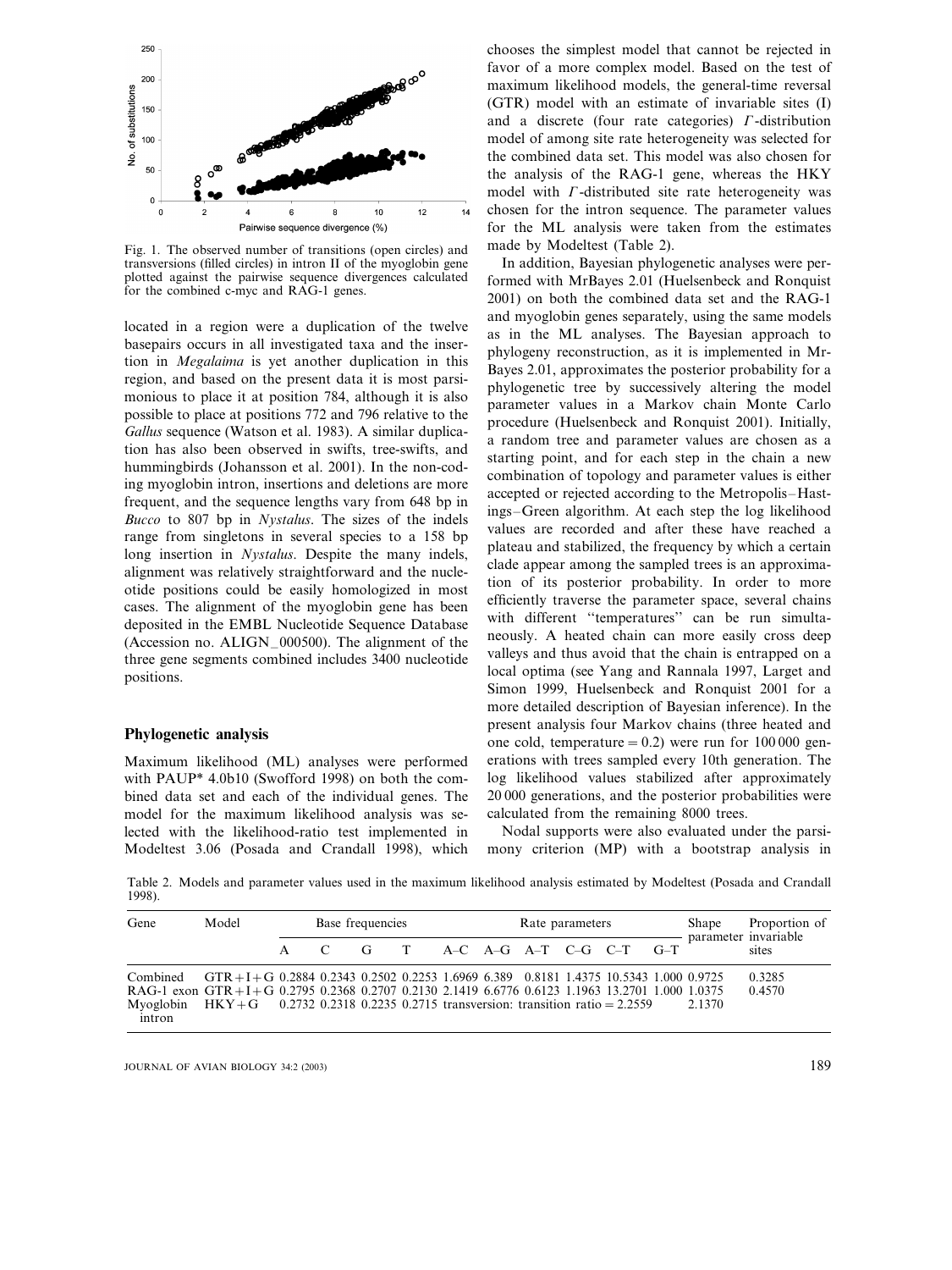Fig. 1. The observed number of transitions (open circles) and transversions (filled circles) in intron II of the myoglobin gene plotted against the pairwise sequence divergences calculated for the combined c-myc and RAG-1 genes.

located in a region were a duplication of the twelve basepairs occurs in all investigated taxa and the insertion in *Megalaima* is yet another duplication in this region, and based on the present data it is most parsimonious to place it at position 784, although it is also possible to place at positions 772 and 796 relative to the *Gallus* sequence (Watson et al. 1983). A similar duplication has also been observed in swifts, tree-swifts, and hummingbirds (Johansson et al. 2001). In the non-coding myoglobin intron, insertions and deletions are more frequent, and the sequence lengths vary from 648 bp in *Bucco* to 807 bp in *Nystalus*. The sizes of the indels range from singletons in several species to a 158 bp long insertion in *Nystalus*. Despite the many indels, alignment was relatively straightforward and the nucleotide positions could be easily homologized in most cases. The alignment of the myoglobin gene has been deposited in the EMBL Nucleotide Sequence Database (Accession no. ALIGN_000500). The alignment of the three gene segments combined includes 3400 nucleotide positions.

## Phylogenetic analysis

Maximum likelihood (ML) analyses were performed with PAUP* 4.0b10 (Swofford 1998) on both the combined data set and each of the individual genes. The model for the maximum likelihood analysis was selected with the likelihood-ratio test implemented in Modeltest 3.06 (Posada and Crandall 1998), which chooses the simplest model that cannot be rejected in favor of a more complex model. Based on the test of maximum likelihood models, the general-time reversal (GTR) model with an estimate of invariable sites (I) and a discrete (four rate categories) $\Gamma$-distribution model of among site rate heterogeneity was selected for the combined data set. This model was also chosen for the analysis of the RAG-1 gene, whereas the HKY model with $\Gamma$-distributed site rate heterogeneity was chosen for the intron sequence. The parameter values for the ML analysis were taken from the estimates made by Modeltest (Table 2).

In addition, Bayesian phylogenetic analyses were performed with MrBayes 2.01 (Huelsenbeck and Ronquist 2001) on both the combined data set and the RAG-1 and myoglobin genes separately, using the same models as in the ML analyses. The Bayesian approach to phylogeny reconstruction, as it is implemented in MrBayes 2.01, approximates the posterior probability for a phylogenetic tree by successively altering the model parameter values in a Markov chain Monte Carlo procedure (Huelsenbeck and Ronquist 2001). Initially, a random tree and parameter values are chosen as a starting point, and for each step in the chain a new combination of topology and parameter values is either accepted or rejected according to the Metropolis–Hastings–Green algorithm. At each step the log likelihood values are recorded and after these have reached a plateau and stabilized, the frequency by which a certain clade appear among the sampled trees is an approximation of its posterior probability. In order to more efficiently traverse the parameter space, several chains with different "temperatures" can be run simultaneously. A heated chain can more easily cross deep valleys and thus avoid that the chain is entrapped on a local optima (see Yang and Rannala 1997, Larget and Simon 1999, Huelsenbeck and Ronquist 2001 for a more detailed description of Bayesian inference). In the present analysis four Markov chains (three heated and one cold, temperature = 0.2) were run for 100 000 generations with trees sampled every 10th generation. The log likelihood values stabilized after approximately 20 000 generations, and the posterior probabilities were calculated from the remaining 8000 trees.

Nodal supports were also evaluated under the parsimony criterion (MP) with a bootstrap analysis in

Table 2. Models and parameter values used in the maximum likelihood analysis estimated by Modeltest (Posada and Crandall 1998).

| Gene | Model | Base frequencies | | | | Rate parameters | | | | | | Shape parameter | Proportion of invariable sites |
|---|---|---|---|---|---|---|---|---|---|---|---|---|---|
| | | A | C | G | T | A–C | A–G | A–T | C–G | C–T | G–T | | |
| Combined | GTR+I+G | 0.2884 | 0.2343 | 0.2502 | 0.2253 | 1.6969 | 6.389 | 0.8181 | 1.4375 | 10.5343 | 1.000 | 0.9725 | 0.3285 |
| RAG-1 exon | GTR+I+G | 0.2795 | 0.2368 | 0.2707 | 0.2130 | 2.1419 | 6.6776 | 0.6123 | 1.1963 | 13.2701 | 1.000 | 1.0375 | 0.4570 |
| Myoglobin intron | HKY+G | 0.2732 | 0.2318 | 0.2235 | 0.2715 | transversion: transition ratio = 2.2559 | | | | | | 2.1370 | |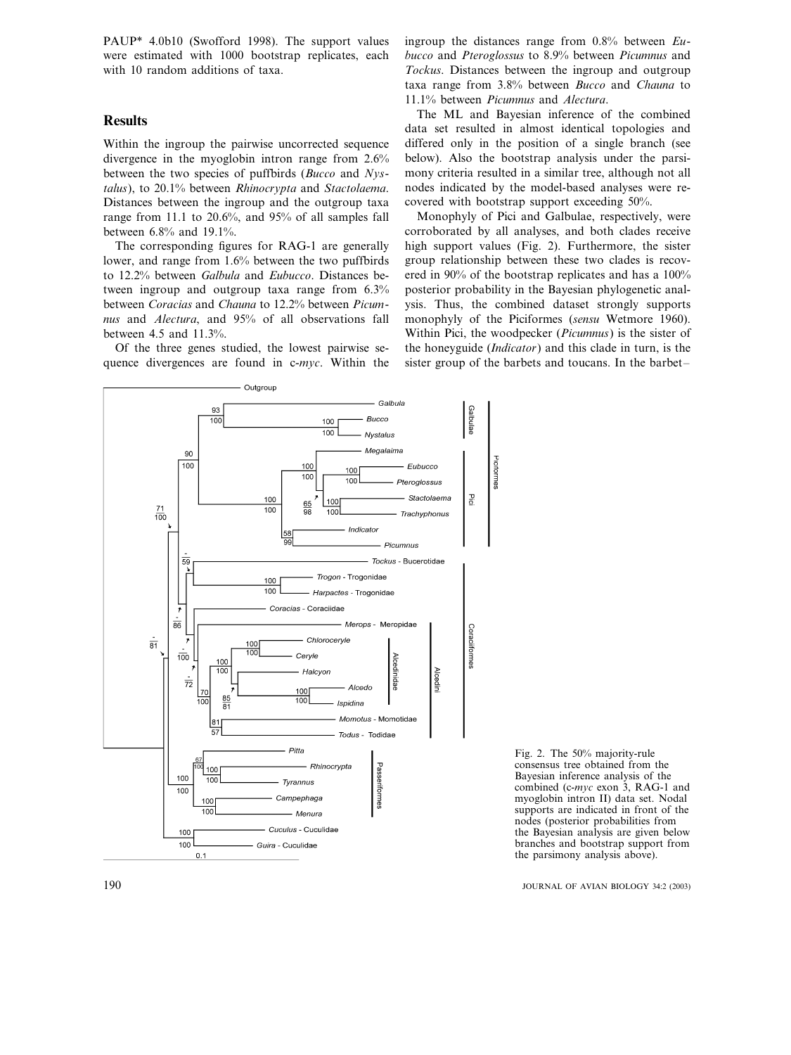PAUP* 4.0b10 (Swofford 1998). The support values were estimated with 1000 bootstrap replicates, each with 10 random additions of taxa.

## Results

Within the ingroup the pairwise uncorrected sequence divergence in the myoglobin intron range from 2.6% between the two species of puffbirds (*Bucco* and *Nystalus*), to 20.1% between *Rhinocrypta* and *Stactolaema*. Distances between the ingroup and the outgroup taxa range from 11.1 to 20.6%, and 95% of all samples fall between 6.8% and 19.1%.

The corresponding figures for RAG-1 are generally lower, and range from 1.6% between the two puffbirds to 12.2% between *Galbula* and *Eubucco*. Distances between ingroup and outgroup taxa range from 6.3% between *Coracias* and *Chauna* to 12.2% between *Picumnus* and *Alectura*, and 95% of all observations fall between 4.5 and 11.3%.

Of the three genes studied, the lowest pairwise sequence divergences are found in c-*myc*. Within the ingroup the distances range from 0.8% between *Eubucco* and *Pteroglossus* to 8.9% between *Picumnus* and *Tockus*. Distances between the ingroup and outgroup taxa range from 3.8% between *Bucco* and *Chauna* to 11.1% between *Picumnus* and *Alectura*.

The ML and Bayesian inference of the combined data set resulted in almost identical topologies and differed only in the position of a single branch (see below). Also the bootstrap analysis under the parsimony criteria resulted in a similar tree, although not all nodes indicated by the model-based analyses were recovered with bootstrap support exceeding 50%.

Monophyly of Pici and Galbulae, respectively, were corroborated by all analyses, and both clades receive high support values (Fig. 2). Furthermore, the sister group relationship between these two clades is recovered in 90% of the bootstrap replicates and has a 100% posterior probability in the Bayesian phylogenetic analysis. Thus, the combined dataset strongly supports monophyly of the Piciformes (*sensu* Wetmore 1960). Within Pici, the woodpecker (*Picumnus*) is the sister of the honeyguide (*Indicator*) and this clade in turn, is the sister group of the barbets and toucans. In the barbet–

Fig. 2. The 50% majority-rule consensus tree obtained from the Bayesian inference analysis of the combined (c-*myc* exon 3, RAG-1 and myoglobin intron II) data set. Nodal supports are indicated in front of the nodes (posterior probabilities from the Bayesian analysis are given below branches and bootstrap support from the parsimony analysis above).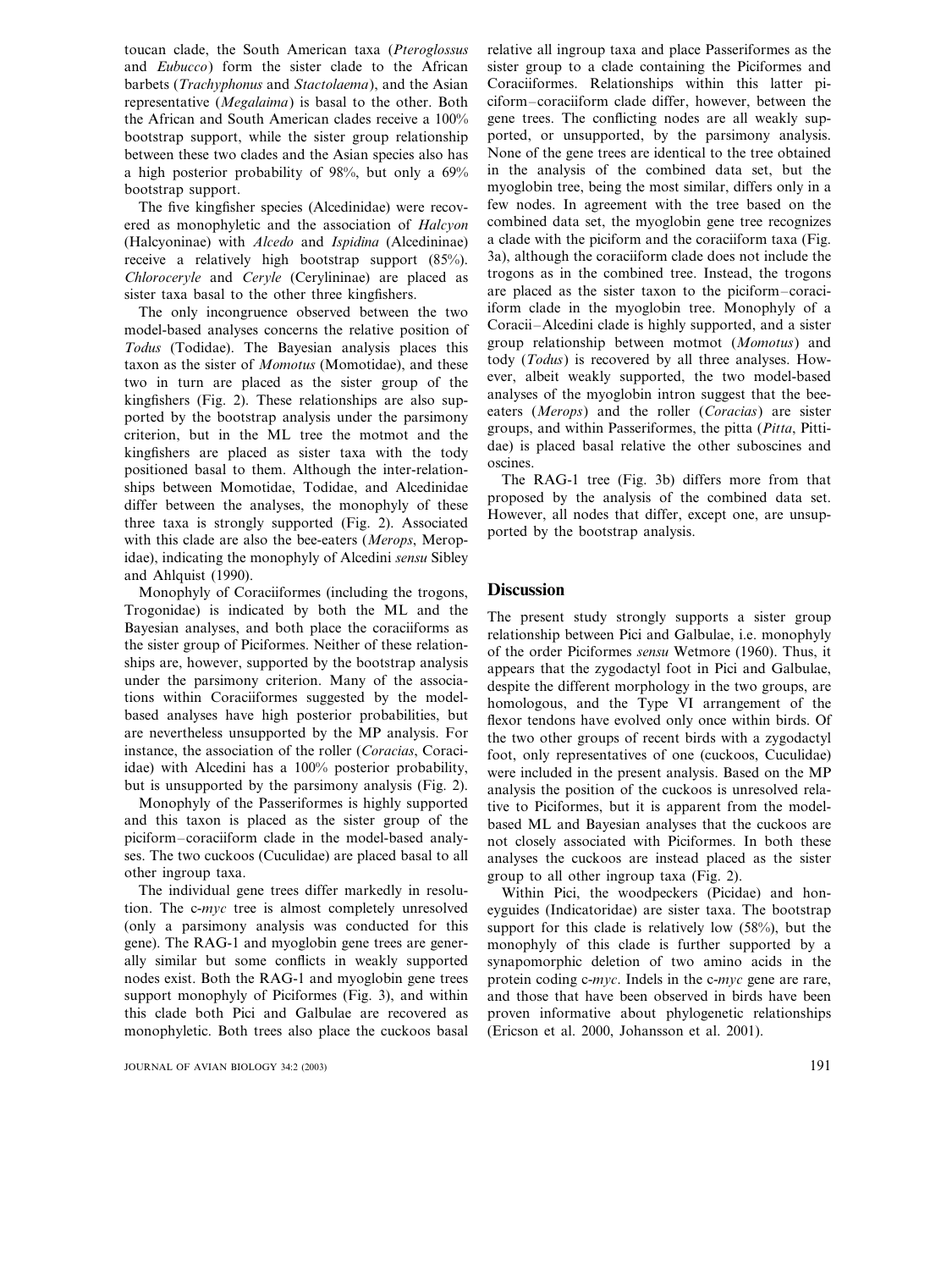toucan clade, the South American taxa (*Pteroglossus* and *Eubucco*) form the sister clade to the African barbets (*Trachyphonus* and *Stactolaema*), and the Asian representative (*Megalaima*) is basal to the other. Both the African and South American clades receive a 100% bootstrap support, while the sister group relationship between these two clades and the Asian species also has a high posterior probability of 98%, but only a 69% bootstrap support.

The five kingfisher species (Alcedinidae) were recovered as monophyletic and the association of *Halcyon* (Halcyoninae) with *Alcedo* and *Ispidina* (Alcedininae) receive a relatively high bootstrap support (85%). *Chloroceryle* and *Ceryle* (Cerylininae) are placed as sister taxa basal to the other three kingfishers.

The only incongruence observed between the two model-based analyses concerns the relative position of *Todus* (Todidae). The Bayesian analysis places this taxon as the sister of *Momotus* (Momotidae), and these two in turn are placed as the sister group of the kingfishers (Fig. 2). These relationships are also supported by the bootstrap analysis under the parsimony criterion, but in the ML tree the motmot and the kingfishers are placed as sister taxa with the tody positioned basal to them. Although the inter-relationships between Momotidae, Todidae, and Alcedinidae differ between the analyses, the monophyly of these three taxa is strongly supported (Fig. 2). Associated with this clade are also the bee-eaters (*Merops*, Meropidae), indicating the monophyly of Alcedini *sensu* Sibley and Ahlquist (1990).

Monophyly of Coraciiformes (including the trogons, Trogonidae) is indicated by both the ML and the Bayesian analyses, and both place the coraciiforms as the sister group of Piciformes. Neither of these relationships are, however, supported by the bootstrap analysis under the parsimony criterion. Many of the associations within Coraciiformes suggested by the model-based analyses have high posterior probabilities, but are nevertheless unsupported by the MP analysis. For instance, the association of the roller (*Coracias*, Coraciidae) with Alcedini has a 100% posterior probability, but is unsupported by the parsimony analysis (Fig. 2).

Monophyly of the Passeriformes is highly supported and this taxon is placed as the sister group of the piciform–coraciiform clade in the model-based analyses. The two cuckoos (Cuculidae) are placed basal to all other ingroup taxa.

The individual gene trees differ markedly in resolution. The c-*myc* tree is almost completely unresolved (only a parsimony analysis was conducted for this gene). The RAG-1 and myoglobin gene trees are generally similar but some conflicts in weakly supported nodes exist. Both the RAG-1 and myoglobin gene trees support monophyly of Piciformes (Fig. 3), and within this clade both Pici and Galbulae are recovered as monophyletic. Both trees also place the cuckoos basal relative all ingroup taxa and place Passeriformes as the sister group to a clade containing the Piciformes and Coraciiformes. Relationships within this latter piciform–coraciiform clade differ, however, between the gene trees. The conflicting nodes are all weakly supported, or unsupported, by the parsimony analysis. None of the gene trees are identical to the tree obtained in the analysis of the combined data set, but the myoglobin tree, being the most similar, differs only in a few nodes. In agreement with the tree based on the combined data set, the myoglobin gene tree recognizes a clade with the piciform and the coraciiform taxa (Fig. 3a), although the coraciiform clade does not include the trogons as in the combined tree. Instead, the trogons are placed as the sister taxon to the piciform–coraciiform clade in the myoglobin tree. Monophyly of a Coracii–Alcedini clade is highly supported, and a sister group relationship between motmot (*Momotus*) and tody (*Todus*) is recovered by all three analyses. However, albeit weakly supported, the two model-based analyses of the myoglobin intron suggest that the bee-eaters (*Merops*) and the roller (*Coracias*) are sister groups, and within Passeriformes, the pitta (*Pitta*, Pittidae) is placed basal relative the other suboscines and oscines.

The RAG-1 tree (Fig. 3b) differs more from that proposed by the analysis of the combined data set. However, all nodes that differ, except one, are unsupported by the bootstrap analysis.

## Discussion

The present study strongly supports a sister group relationship between Pici and Galbulae, i.e. monophyly of the order Piciformes *sensu* Wetmore (1960). Thus, it appears that the zygodactyl foot in Pici and Galbulae, despite the different morphology in the two groups, are homologous, and the Type VI arrangement of the flexor tendons have evolved only once within birds. Of the two other groups of recent birds with a zygodactyl foot, only representatives of one (cuckoos, Cuculidae) were included in the present analysis. Based on the MP analysis the position of the cuckoos is unresolved relative to Piciformes, but it is apparent from the model-based ML and Bayesian analyses that the cuckoos are not closely associated with Piciformes. In both these analyses the cuckoos are instead placed as the sister group to all other ingroup taxa (Fig. 2).

Within Pici, the woodpeckers (Picidae) and honeyguides (Indicatoridae) are sister taxa. The bootstrap support for this clade is relatively low (58%), but the monophyly of this clade is further supported by a synapomorphic deletion of two amino acids in the protein coding c-*myc*. Indels in the c-*myc* gene are rare, and those that have been observed in birds have been proven informative about phylogenetic relationships (Ericson et al. 2000, Johansson et al. 2001).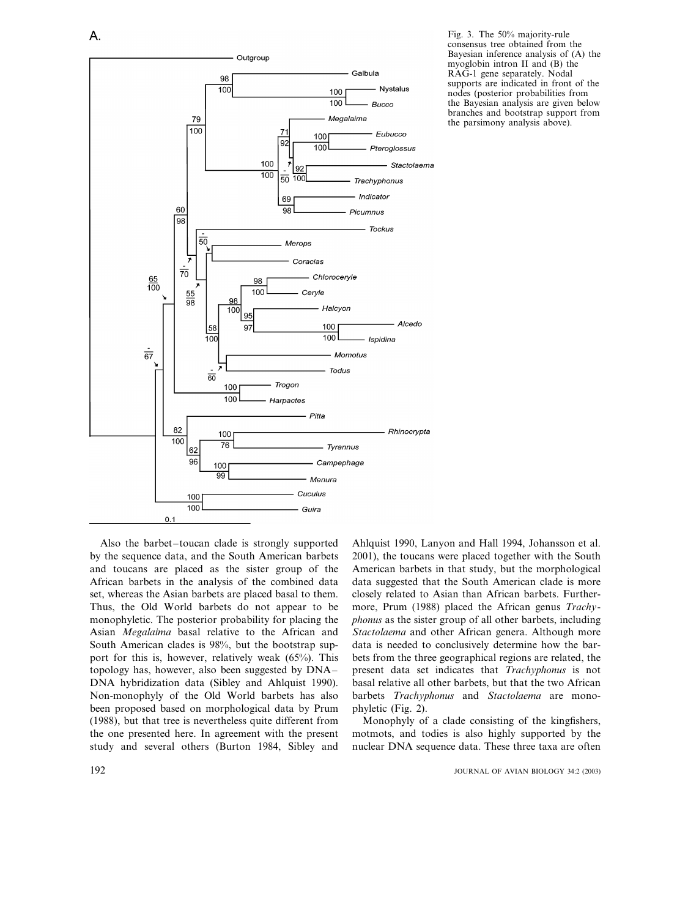A.

Fig. 3. The 50% majority-rule consensus tree obtained from the Bayesian inference analysis of (A) the myoglobin intron II and (B) the RAG-1 gene separately. Nodal supports are indicated in front of the nodes (posterior probabilities from the Bayesian analysis are given below branches and bootstrap support from the parsimony analysis above).

Also the barbet–toucan clade is strongly supported by the sequence data, and the South American barbets and toucans are placed as the sister group of the African barbets in the analysis of the combined data set, whereas the Asian barbets are placed basal to them. Thus, the Old World barbets do not appear to be monophyletic. The posterior probability for placing the Asian *Megalaima* basal relative to the African and South American clades is 98%, but the bootstrap support for this is, however, relatively weak (65%). This topology has, however, also been suggested by DNA–DNA hybridization data (Sibley and Ahlquist 1990). Non-monophyly of the Old World barbets has also been proposed based on morphological data by Prum (1988), but that tree is nevertheless quite different from the one presented here. In agreement with the present study and several others (Burton 1984, Sibley and Ahlquist 1990, Lanyon and Hall 1994, Johansson et al. 2001), the toucans were placed together with the South American barbets in that study, but the morphological data suggested that the South American clade is more closely related to Asian than African barbets. Furthermore, Prum (1988) placed the African genus *Trachyphonus* as the sister group of all other barbets, including *Stactolaema* and other African genera. Although more data is needed to conclusively determine how the barbets from the three geographical regions are related, the present data set indicates that *Trachyphonus* is not basal relative all other barbets, but that the two African barbets *Trachyphonus* and *Stactolaema* are monophyletic (Fig. 2).

Monophyly of a clade consisting of the kingfishers, motmots, and todies is also highly supported by the nuclear DNA sequence data. These three taxa are often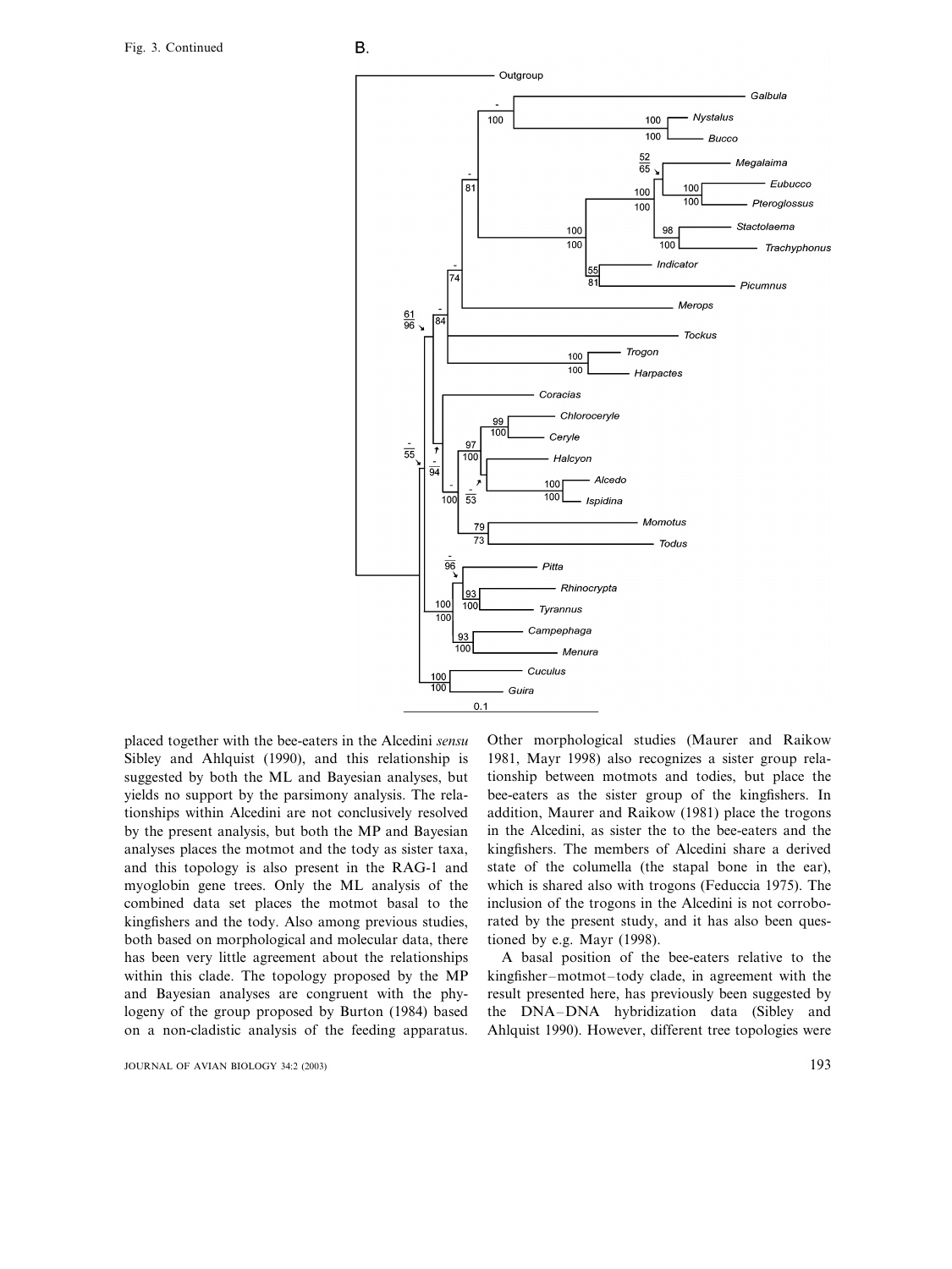Fig. 3. Continued

placed together with the bee-eaters in the Alcedini *sensu* Sibley and Ahlquist (1990), and this relationship is suggested by both the ML and Bayesian analyses, but yields no support by the parsimony analysis. The relationships within Alcedini are not conclusively resolved by the present analysis, but both the MP and Bayesian analyses places the motmot and the tody as sister taxa, and this topology is also present in the RAG-1 and myoglobin gene trees. Only the ML analysis of the combined data set places the motmot basal to the kingfishers and the tody. Also among previous studies, both based on morphological and molecular data, there has been very little agreement about the relationships within this clade. The topology proposed by the MP and Bayesian analyses are congruent with the phylogeny of the group proposed by Burton (1984) based on a non-cladistic analysis of the feeding apparatus. Other morphological studies (Maurer and Raikow 1981, Mayr 1998) also recognizes a sister group relationship between motmots and todies, but place the bee-eaters as the sister group of the kingfishers. In addition, Maurer and Raikow (1981) place the trogons in the Alcedini, as sister the to the bee-eaters and the kingfishers. The members of Alcedini share a derived state of the columella (the stapal bone in the ear), which is shared also with trogons (Feduccia 1975). The inclusion of the trogons in the Alcedini is not corroborated by the present study, and it has also been questioned by e.g. Mayr (1998).

A basal position of the bee-eaters relative to the kingfisher–motmot–tody clade, in agreement with the result presented here, has previously been suggested by the DNA–DNA hybridization data (Sibley and Ahlquist 1990). However, different tree topologies were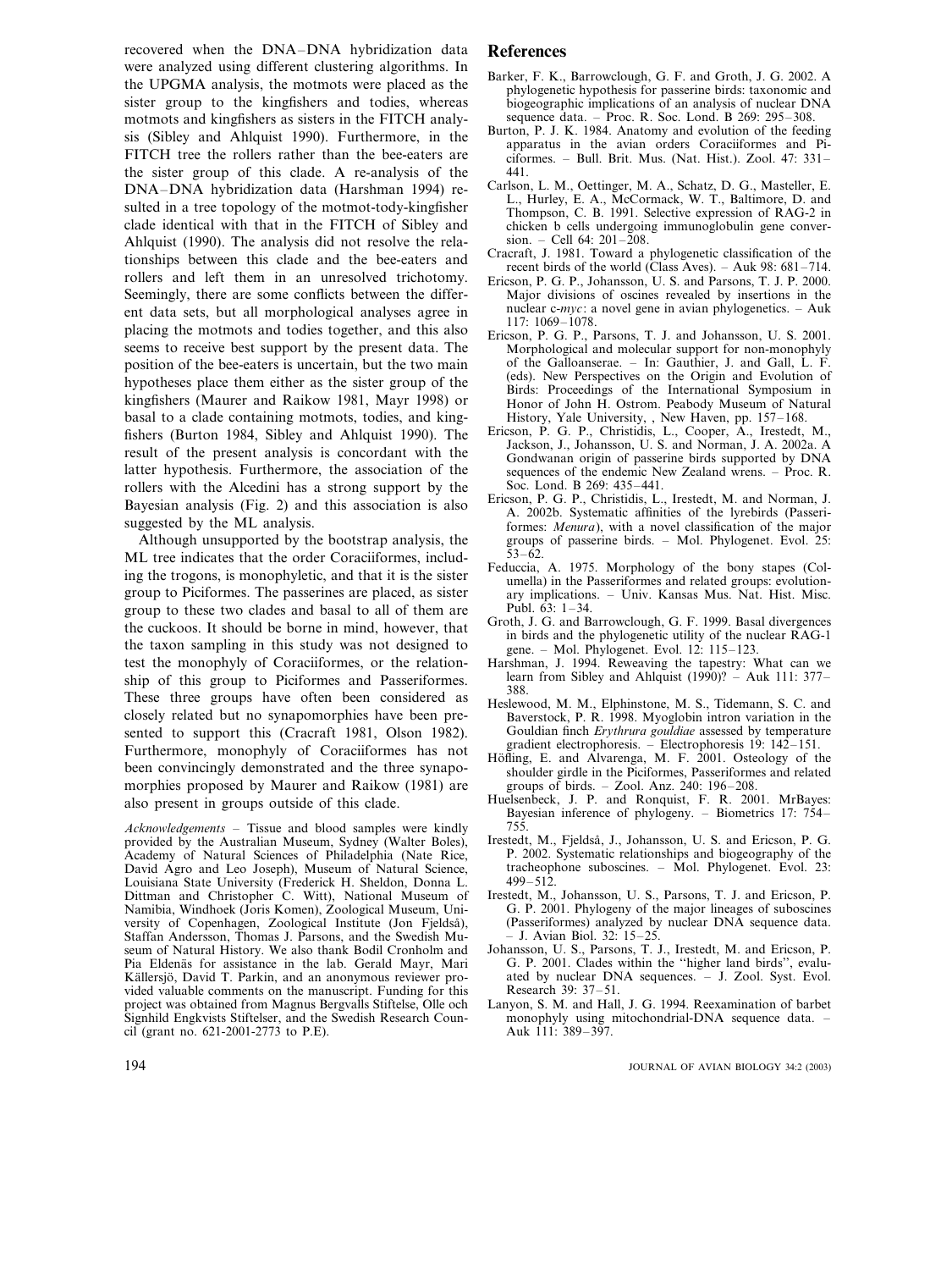recovered when the DNA–DNA hybridization data were analyzed using different clustering algorithms. In the UPGMA analysis, the motmots were placed as the sister group to the kingfishers and todies, whereas motmots and kingfishers as sisters in the FITCH analysis (Sibley and Ahlquist 1990). Furthermore, in the FITCH tree the rollers rather than the bee-eaters are the sister group of this clade. A re-analysis of the DNA–DNA hybridization data (Harshman 1994) resulted in a tree topology of the motmot-tody-kingfisher clade identical with that in the FITCH of Sibley and Ahlquist (1990). The analysis did not resolve the relationships between this clade and the bee-eaters and rollers and left them in an unresolved trichotomy. Seemingly, there are some conflicts between the different data sets, but all morphological analyses agree in placing the motmots and todies together, and this also seems to receive best support by the present data. The position of the bee-eaters is uncertain, but the two main hypotheses place them either as the sister group of the kingfishers (Maurer and Raikow 1981, Mayr 1998) or basal to a clade containing motmots, todies, and kingfishers (Burton 1984, Sibley and Ahlquist 1990). The result of the present analysis is concordant with the latter hypothesis. Furthermore, the association of the rollers with the Alcedini has a strong support by the Bayesian analysis (Fig. 2) and this association is also suggested by the ML analysis.

Although unsupported by the bootstrap analysis, the ML tree indicates that the order Coraciiformes, including the trogons, is monophyletic, and that it is the sister group to Piciformes. The passerines are placed, as sister group to these two clades and basal to all of them are the cuckoos. It should be borne in mind, however, that the taxon sampling in this study was not designed to test the monophyly of Coraciiformes, or the relationship of this group to Piciformes and Passeriformes. These three groups have often been considered as closely related but no synapomorphies have been presented to support this (Cracraft 1981, Olson 1982). Furthermore, monophyly of Coraciiformes has not been convincingly demonstrated and the three synapomorphies proposed by Maurer and Raikow (1981) are also present in groups outside of this clade.

*Acknowledgements* – Tissue and blood samples were kindly provided by the Australian Museum, Sydney (Walter Boles), Academy of Natural Sciences of Philadelphia (Nate Rice, David Agro and Leo Joseph), Museum of Natural Science, Louisiana State University (Frederick H. Sheldon, Donna L. Dittman and Christopher C. Witt), National Museum of Namibia, Windhoek (Joris Komen), Zoological Museum, University of Copenhagen, Zoological Institute (Jon Fjeldså), Staffan Andersson, Thomas J. Parsons, and the Swedish Museum of Natural History. We also thank Bodil Cronholm and Pia Eldenäs for assistance in the lab. Gerald Mayr, Mari Källersjö, David T. Parkin, and an anonymous reviewer provided valuable comments on the manuscript. Funding for this project was obtained from Magnus Bergvalls Stiftelse, Olle och Signhild Engkvists Stiftelser, and the Swedish Research Council (grant no. 621-2001-2773 to P.E).

## References

Barker, F. K., Barrowclough, G. F. and Groth, J. G. 2002. A phylogenetic hypothesis for passerine birds: taxonomic and biogeographic implications of an analysis of nuclear DNA sequence data. – Proc. R. Soc. Lond. B 269: 295–308.

Burton, P. J. K. 1984. Anatomy and evolution of the feeding apparatus in the avian orders Coraciiformes and Piciformes. – Bull. Brit. Mus. (Nat. Hist.). Zool. 47: 331–441.

Carlson, L. M., Oettinger, M. A., Schatz, D. G., Masteller, E. L., Hurley, E. A., McCormack, W. T., Baltimore, D. and Thompson, C. B. 1991. Selective expression of RAG-2 in chicken b cells undergoing immunoglobulin gene conversion. – Cell 64: 201–208.

Cracraft, J. 1981. Toward a phylogenetic classification of the recent birds of the world (Class Aves). – Auk 98: 681–714.

Ericson, P. G. P., Johansson, U. S. and Parsons, T. J. P. 2000. Major divisions of oscines revealed by insertions in the nuclear c-*myc*: a novel gene in avian phylogenetics. – Auk 117: 1069–1078.

Ericson, P. G. P., Parsons, T. J. and Johansson, U. S. 2001. Morphological and molecular support for non-monophyly of the Galloanserae. – In: Gauthier, J. and Gall, L. F. (eds). New Perspectives on the Origin and Evolution of Birds: Proceedings of the International Symposium in Honor of John H. Ostrom. Peabody Museum of Natural History, Yale University, , New Haven, pp. 157–168.

Ericson, P. G. P., Christidis, L., Cooper, A., Irestedt, M., Jackson, J., Johansson, U. S. and Norman, J. A. 2002a. A Gondwanan origin of passerine birds supported by DNA sequences of the endemic New Zealand wrens. – Proc. R. Soc. Lond. B 269: 435–441.

Ericson, P. G. P., Christidis, L., Irestedt, M. and Norman, J. A. 2002b. Systematic affinities of the lyrebirds (Passeriformes: *Menura*), with a novel classification of the major groups of passerine birds. – Mol. Phylogenet. Evol. 25: 53–62.

Feduccia, A. 1975. Morphology of the bony stapes (Columella) in the Passeriformes and related groups: evolutionary implications. – Univ. Kansas Mus. Nat. Hist. Misc. Publ. 63: 1–34.

Groth, J. G. and Barrowclough, G. F. 1999. Basal divergences in birds and the phylogenetic utility of the nuclear RAG-1 gene. – Mol. Phylogenet. Evol. 12: 115–123.

Harshman, J. 1994. Reweaving the tapestry: What can we learn from Sibley and Ahlquist (1990)? – Auk 111: 377–388.

Heslewood, M. M., Elphinstone, M. S., Tidemann, S. C. and Baverstock, P. R. 1998. Myoglobin intron variation in the Gouldian finch *Erythrura gouldiae* assessed by temperature gradient electrophoresis. – Electrophoresis 19: 142–151.

Höfling, E. and Alvarenga, M. F. 2001. Osteology of the shoulder girdle in the Piciformes, Passeriformes and related groups of birds. – Zool. Anz. 240: 196–208.

Huelsenbeck, J. P. and Ronquist, F. R. 2001. MrBayes: Bayesian inference of phylogeny. – Biometrics 17: 754–755.

Irestedt, M., Fjeldså, J., Johansson, U. S. and Ericson, P. G. P. 2002. Systematic relationships and biogeography of the tracheophone suboscines. – Mol. Phylogenet. Evol. 23: 499–512.

Irestedt, M., Johansson, U. S., Parsons, T. J. and Ericson, P. G. P. 2001. Phylogeny of the major lineages of suboscines (Passeriformes) analyzed by nuclear DNA sequence data. – J. Avian Biol. 32: 15–25.

Johansson, U. S., Parsons, T. J., Irestedt, M. and Ericson, P. G. P. 2001. Clades within the "higher land birds", evaluated by nuclear DNA sequences. – J. Zool. Syst. Evol. Research 39: 37–51.

Lanyon, S. M. and Hall, J. G. 1994. Reexamination of barbet monophyly using mitochondrial-DNA sequence data. – Auk 111: 389–397.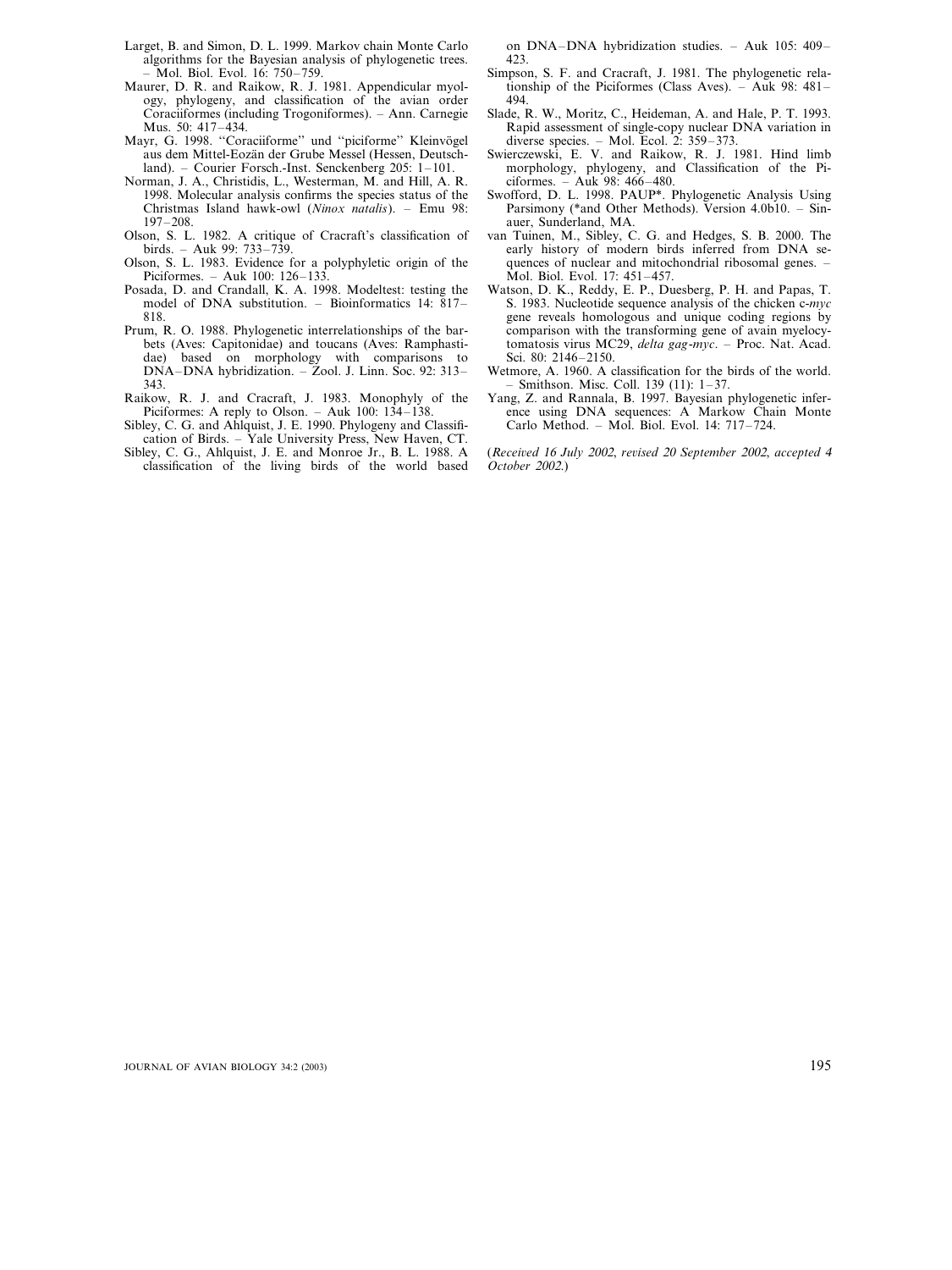Larget, B. and Simon, D. L. 1999. Markov chain Monte Carlo algorithms for the Bayesian analysis of phylogenetic trees. – Mol. Biol. Evol. 16: 750–759.

Maurer, D. R. and Raikow, R. J. 1981. Appendicular myology, phylogeny, and classification of the avian order Coraciiformes (including Trogoniformes). – Ann. Carnegie Mus. 50: 417–434.

Mayr, G. 1998. "Coraciiforme" und "piciforme" Kleinvögel aus dem Mittel-Eozän der Grube Messel (Hessen, Deutschland). – Courier Forsch.-Inst. Senckenberg 205: 1–101.

Norman, J. A., Christidis, L., Westerman, M. and Hill, A. R. 1998. Molecular analysis confirms the species status of the Christmas Island hawk-owl (*Ninox natalis*). – Emu 98: 197–208.

Olson, S. L. 1982. A critique of Cracraft's classification of birds. – Auk 99: 733–739.

Olson, S. L. 1983. Evidence for a polyphyletic origin of the Piciformes. – Auk 100: 126–133.

Posada, D. and Crandall, K. A. 1998. Modeltest: testing the model of DNA substitution. – Bioinformatics 14: 817–818.

Prum, R. O. 1988. Phylogenetic interrelationships of the barbets (Aves: Capitonidae) and toucans (Aves: Ramphastidae) based on morphology with comparisons to DNA–DNA hybridization. – Zool. J. Linn. Soc. 92: 313–343.

Raikow, R. J. and Cracraft, J. 1983. Monophyly of the Piciformes: A reply to Olson. – Auk 100: 134–138.

Sibley, C. G. and Ahlquist, J. E. 1990. Phylogeny and Classification of Birds. – Yale University Press, New Haven, CT.

Sibley, C. G., Ahlquist, J. E. and Monroe Jr., B. L. 1988. A classification of the living birds of the world based on DNA–DNA hybridization studies. – Auk 105: 409–423.

Simpson, S. F. and Cracraft, J. 1981. The phylogenetic relationship of the Piciformes (Class Aves). – Auk 98: 481–494.

Slade, R. W., Moritz, C., Heideman, A. and Hale, P. T. 1993. Rapid assessment of single-copy nuclear DNA variation in diverse species. – Mol. Ecol. 2: 359–373.

Swierczewski, E. V. and Raikow, R. J. 1981. Hind limb morphology, phylogeny, and Classification of the Piciformes. – Auk 98: 466–480.

Swofford, D. L. 1998. PAUP*. Phylogenetic Analysis Using Parsimony (*and Other Methods). Version 4.0b10. – Sinauer, Sunderland, MA.

van Tuinen, M., Sibley, C. G. and Hedges, S. B. 2000. The early history of modern birds inferred from DNA sequences of nuclear and mitochondrial ribosomal genes. – Mol. Biol. Evol. 17: 451–457.

Watson, D. K., Reddy, E. P., Duesberg, P. H. and Papas, T. S. 1983. Nucleotide sequence analysis of the chicken c-*myc* gene reveals homologous and unique coding regions by comparison with the transforming gene of avain myelocytomatosis virus MC29, *delta gag-myc*. – Proc. Nat. Acad. Sci. 80: 2146–2150.

Wetmore, A. 1960. A classification for the birds of the world. – Smithson. Misc. Coll. 139 (11): 1–37.

Yang, Z. and Rannala, B. 1997. Bayesian phylogenetic inference using DNA sequences: A Markow Chain Monte Carlo Method. – Mol. Biol. Evol. 14: 717–724.

(*Received 16 July 2002, revised 20 September 2002, accepted 4 October 2002.*)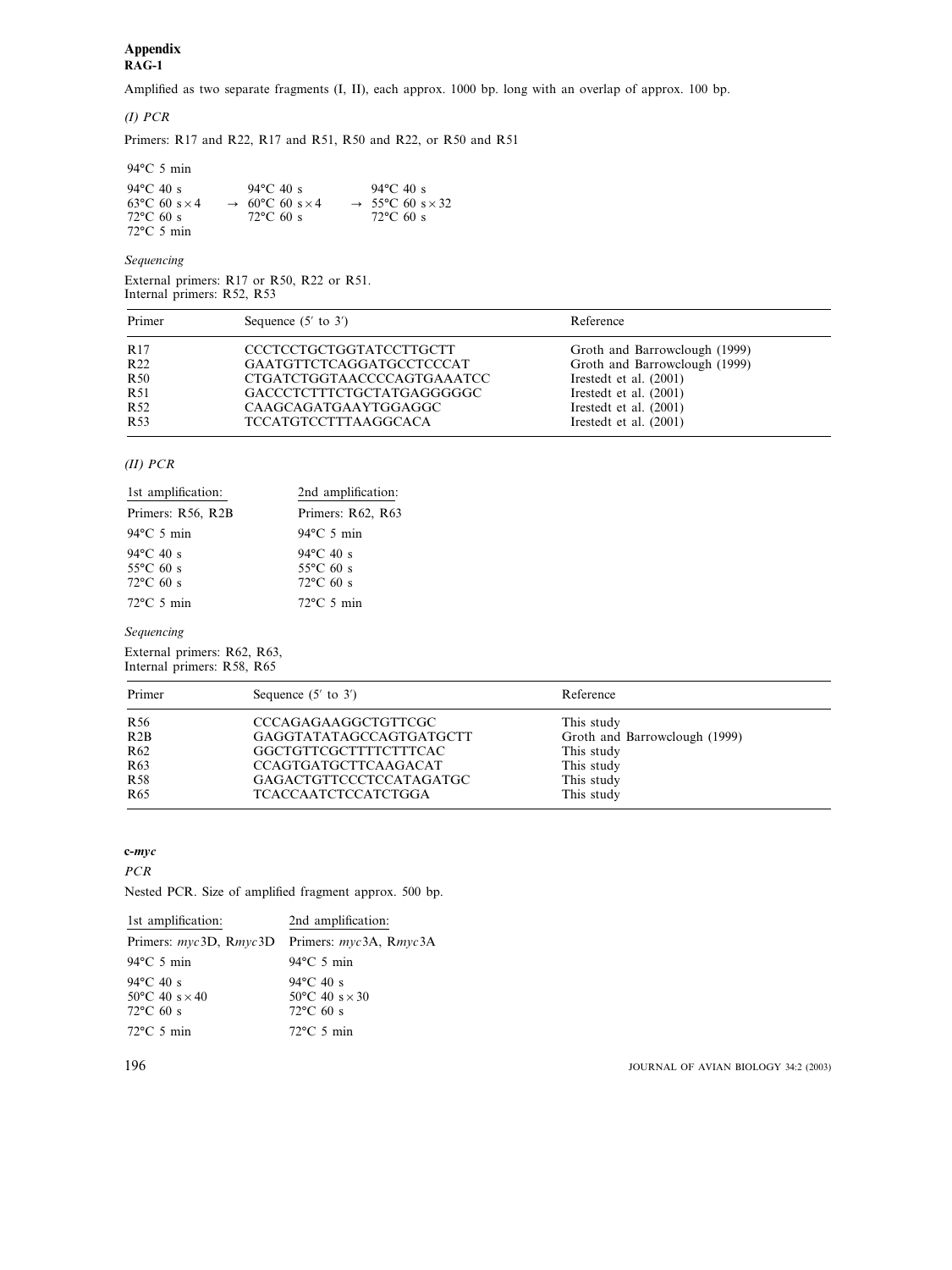# Appendix

## RAG-1

Amplified as two separate fragments (I, II), each approx. 1000 bp. long with an overlap of approx. 100 bp.

### *(I) PCR*

Primers: R17 and R22, R17 and R51, R50 and R22, or R50 and R51

94°C 5 min

| | | |
|---|---|---|
| 94°C 40 s | 94°C 40 s | 94°C 40 s |
| 63°C 60 s × 4 | → 60°C 60 s × 4 | → 55°C 60 s × 32 |
| 72°C 60 s | 72°C 60 s | 72°C 60 s |
| 72°C 5 min | | |

*Sequencing*

External primers: R17 or R50, R22 or R51.
Internal primers: R52, R53

| Primer | Sequence (5′ to 3′) | Reference |
|---|---|---|
| R17 | CCCTCCTGCTGGTATCCTTGCTT | Groth and Barrowclough (1999) |
| R22 | GAATGTTCTCAGGATGCCTCCCAT | Groth and Barrowclough (1999) |
| R50 | CTGATCTGGTAACCCCAGTGAAATCC | Irestedt et al. (2001) |
| R51 | GACCCTCTTTCTGCTATGAGGGGGC | Irestedt et al. (2001) |
| R52 | CAAGCAGATGAAYTGGAGGC | Irestedt et al. (2001) |
| R53 | TCCATGTCCTTTAAGGCACA | Irestedt et al. (2001) |

### *(II) PCR*

| 1st amplification: | 2nd amplification: |
|---|---|
| Primers: R56, R2B | Primers: R62, R63 |
| 94°C 5 min | 94°C 5 min |
| 94°C 40 s | 94°C 40 s |
| 55°C 60 s | 55°C 60 s |
| 72°C 60 s | 72°C 60 s |
| 72°C 5 min | 72°C 5 min |

*Sequencing*

External primers: R62, R63,
Internal primers: R58, R65

| Primer | Sequence (5′ to 3′) | Reference |
|---|---|---|
| R56 | CCCAGAGAAGGCTGTTCGC | This study |
| R2B | GAGGTATATAGCCAGTGATGCTT | Groth and Barrowclough (1999) |
| R62 | GGCTGTTCGCTTTTCTTTCAC | This study |
| R63 | CCAGTGATGCTTCAAGACAT | This study |
| R58 | GAGACTGTTCCCTCCATAGATGC | This study |
| R65 | TCACCAATCTCCATCTGGA | This study |

## c-*myc*

*PCR*

Nested PCR. Size of amplified fragment approx. 500 bp.

| 1st amplification: | 2nd amplification: |
|---|---|
| Primers: *myc*3D, R*myc*3D | Primers: *myc*3A, R*myc*3A |
| 94°C 5 min | 94°C 5 min |
| 94°C 40 s | 94°C 40 s |
| 50°C 40 s × 40 | 50°C 40 s × 30 |
| 72°C 60 s | 72°C 60 s |
| 72°C 5 min | 72°C 5 min |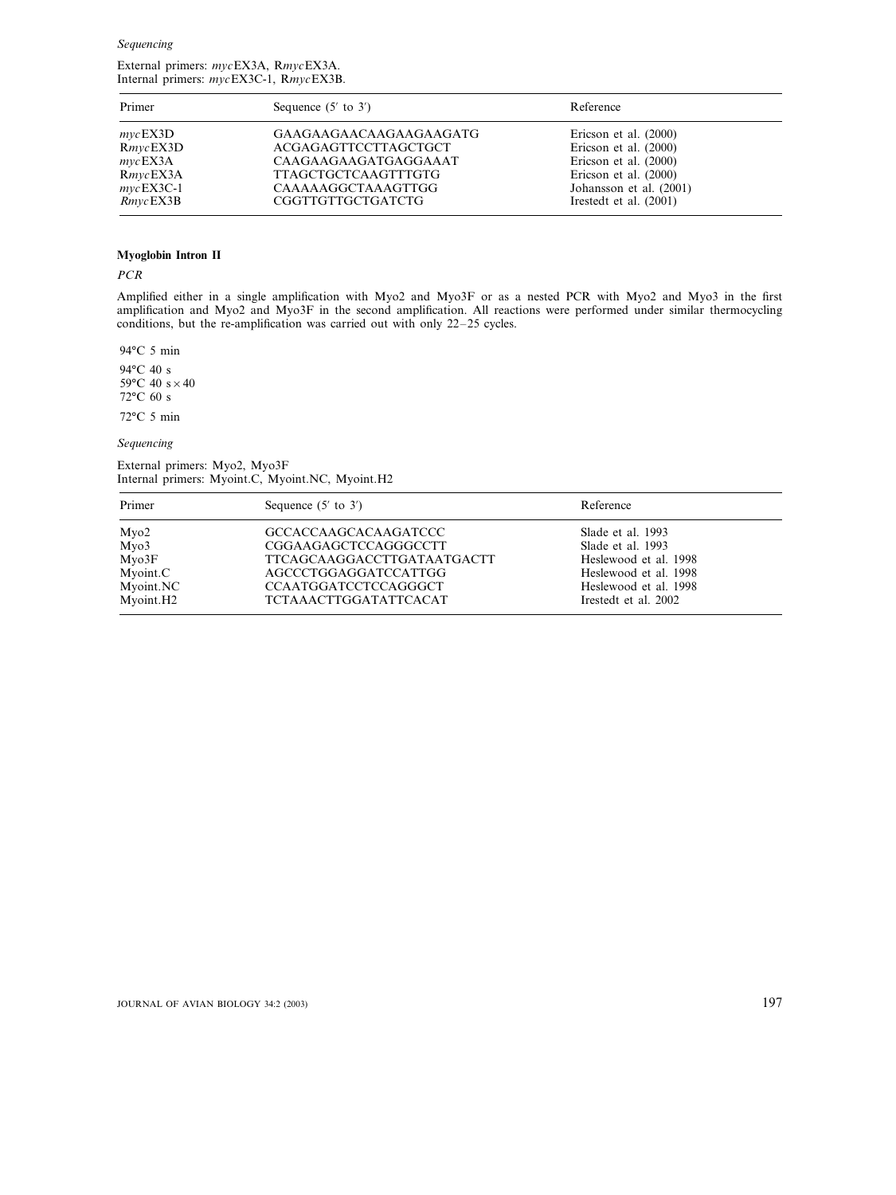*Sequencing*

External primers: *myc*EX3A, R*myc*EX3A.
Internal primers: *myc*EX3C-1, R*myc*EX3B.

| Primer | Sequence (5′ to 3′) | Reference |
|---|---|---|
| *myc*EX3D | GAAGAAGAACAAGAAGAAGATG | Ericson et al. (2000) |
| R*myc*EX3D | ACGAGAGTTCCTTAGCTGCT | Ericson et al. (2000) |
| *myc*EX3A | CAAGAAGAAGATGAGGAAAT | Ericson et al. (2000) |
| R*myc*EX3A | TTAGCTGCTCAAGTTTGTG | Ericson et al. (2000) |
| *myc*EX3C-1 | CAAAAAGGCTAAAGTTGG | Johansson et al. (2001) |
| *Rmyc*EX3B | CGGTTGTTGCTGATCTG | Irestedt et al. (2001) |

**Myoglobin Intron II**

*PCR*

Amplified either in a single amplification with Myo2 and Myo3F or as a nested PCR with Myo2 and Myo3 in the first amplification and Myo2 and Myo3F in the second amplification. All reactions were performed under similar thermocycling conditions, but the re-amplification was carried out with only 22–25 cycles.

94°C 5 min

94°C 40 s
59°C 40 s $\times$ 40
72°C 60 s

72°C 5 min

*Sequencing*

External primers: Myo2, Myo3F
Internal primers: Myoint.C, Myoint.NC, Myoint.H2

| Primer | Sequence (5′ to 3′) | Reference |
|---|---|---|
| Myo2 | GCCACCAAGCACAAGATCCC | Slade et al. 1993 |
| Myo3 | CGGAAGAGCTCCAGGGCCTT | Slade et al. 1993 |
| Myo3F | TTCAGCAAGGACCTTGATAATGACTT | Heslewood et al. 1998 |
| Myoint.C | AGCCCTGGAGGATCCATTGG | Heslewood et al. 1998 |
| Myoint.NC | CCAATGGATCCTCCAGGGCT | Heslewood et al. 1998 |
| Myoint.H2 | TCTAAACTTGGATATTCACAT | Irestedt et al. 2002 |